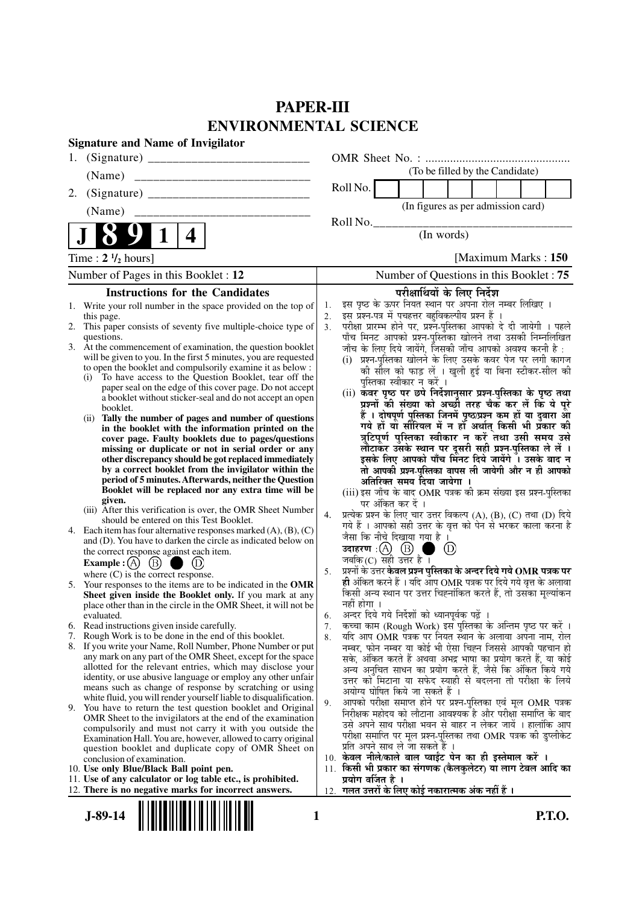# PAPER-III
# ENVIRONMENTAL SCIENCE

**Signature and Name of Invigilator**

1. (Signature) __________________________

   (Name) ____________________________

2. (Signature) __________________________

   (Name) ____________________________

OMR Sheet No. : ...............................................

(To be filled by the Candidate)

Roll No. [ | | | | | | | ]

(In figures as per admission card)

Roll No.________________________________

(In words)

**J 8 9 1 4**

Time : **2 ½ hours**] [Maximum Marks : **150**

Number of Pages in this Booklet : **12** | Number of Questions in this Booklet : **75**

## Instructions for the Candidates

1. Write your roll number in the space provided on the top of this page.
2. This paper consists of seventy five multiple-choice type of questions.
3. At the commencement of examination, the question booklet will be given to you. In the first 5 minutes, you are requested to open the booklet and compulsorily examine it as below :
   (i) To have access to the Question Booklet, tear off the paper seal on the edge of this cover page. Do not accept a booklet without sticker-seal and do not accept an open booklet.
   (ii) **Tally the number of pages and number of questions in the booklet with the information printed on the cover page. Faulty booklets due to pages/questions missing or duplicate or not in serial order or any other discrepancy should be got replaced immediately by a correct booklet from the invigilator within the period of 5 minutes. Afterwards, neither the Question Booklet will be replaced nor any extra time will be given.**
   (iii) After this verification is over, the OMR Sheet Number should be entered on this Test Booklet.
4. Each item has four alternative responses marked (A), (B), (C) and (D). You have to darken the circle as indicated below on the correct response against each item.
   **Example :** (A) (B) ● (D)
   where (C) is the correct response.
5. Your responses to the items are to be indicated in the **OMR Sheet given inside the Booklet only.** If you mark at any place other than in the circle in the OMR Sheet, it will not be evaluated.
6. Read instructions given inside carefully.
7. Rough Work is to be done in the end of this booklet.
8. If you write your Name, Roll Number, Phone Number or put any mark on any part of the OMR Sheet, except for the space allotted for the relevant entries, which may disclose your identity, or use abusive language or employ any other unfair means such as change of response by scratching or using white fluid, you will render yourself liable to disqualification.
9. You have to return the test question booklet and Original OMR Sheet to the invigilators at the end of the examination compulsorily and must not carry it with you outside the Examination Hall. You are, however, allowed to carry original question booklet and duplicate copy of OMR Sheet on conclusion of examination.
10. **Use only Blue/Black Ball point pen.**
11. **Use of any calculator or log table etc., is prohibited.**
12. **There is no negative marks for incorrect answers.**

## परीक्षार्थियों के लिए निर्देश

1. इस पृष्ठ के ऊपर नियत स्थान पर अपना रोल नम्बर लिखिए ।
2. इस प्रश्न-पत्र में पचहत्तर बहुविकल्पीय प्रश्न हैं ।
3. परीक्षा प्रारम्भ होने पर, प्रश्न-पुस्तिका आपको दे दी जायेगी । पहले पाँच मिनट आपको प्रश्न-पुस्तिका खोलने तथा उसकी निम्नलिखित जाँच के लिए दिये जायेंगे, जिसकी जाँच आपको अवश्य करनी है :
   (i) प्रश्न-पुस्तिका खोलने के लिए उसके कवर पेज पर लगी कागज की सील को फाड़ लें । खुली हुई या बिना स्टीकर-सील की पुस्तिका स्वीकार न करें ।
   (ii) **कवर पृष्ठ पर छपे निर्देशानुसार प्रश्न-पुस्तिका के पृष्ठ तथा प्रश्नों की संख्या को अच्छी तरह चैक कर लें कि ये पूरे हैं । दोषपूर्ण पुस्तिका जिनमें पृष्ठ/प्रश्न कम हों या दुबारा आ गये हों या सीरियल में न हों अर्थात् किसी भी प्रकार की त्रुटिपूर्ण पुस्तिका स्वीकार न करें तथा उसी समय उसे लौटाकर उसके स्थान पर दूसरी सही प्रश्न-पुस्तिका ले लें । इसके लिए आपको पाँच मिनट दिये जायेंगे । उसके बाद न तो आपकी प्रश्न-पुस्तिका वापस ली जायेगी और न ही आपको अतिरिक्त समय दिया जायेगा ।**
   (iii) इस जाँच के बाद OMR पत्रक की क्रम संख्या इस प्रश्न-पुस्तिका पर अंकित कर दें ।
4. प्रत्येक प्रश्न के लिए चार उत्तर विकल्प (A), (B), (C) तथा (D) दिये गये हैं । आपको सही उत्तर के वृत्त को पेन से भरकर काला करना है जैसा कि नीचे दिखाया गया है ।
   **उदाहरण :** (A) (B) ● (D)
   जबकि (C) सही उत्तर है ।
5. प्रश्नों के उत्तर **केवल प्रश्न पुस्तिका के अन्दर दिये गये OMR पत्रक पर ही** अंकित करने हैं । यदि आप OMR पत्रक पर दिये गये वृत्त के अलावा किसी अन्य स्थान पर उत्तर चिह्नांकित करते हैं, तो उसका मूल्यांकन नहीं होगा ।
6. अन्दर दिये गये निर्देशों को ध्यानपूर्वक पढ़ें ।
7. कच्चा काम (Rough Work) इस पुस्तिका के अन्तिम पृष्ठ पर करें ।
8. यदि आप OMR पत्रक पर नियत स्थान के अलावा अपना नाम, रोल नम्बर, फोन नम्बर या कोई भी ऐसा चिह्न जिससे आपकी पहचान हो सके, अंकित करते हैं अथवा अभद्र भाषा का प्रयोग करते हैं, या कोई अन्य अनुचित साधन का प्रयोग करते हैं, जैसे कि अंकित किये गये उत्तर को मिटाना या सफेद स्याही से बदलना तो परीक्षा के लिये अयोग्य घोषित किये जा सकते हैं ।
9. आपको परीक्षा समाप्त होने पर प्रश्न-पुस्तिका एवं मूल OMR पत्रक निरीक्षक महोदय को लौटाना आवश्यक है और परीक्षा समाप्ति के बाद उसे अपने साथ परीक्षा भवन से बाहर न लेकर जायें । हालांकि आप परीक्षा समाप्ति पर मूल प्रश्न-पुस्तिका तथा OMR पत्रक की डुप्लीकेट प्रति अपने साथ ले जा सकते हैं ।
10. **केवल नीले/काले बाल प्वाईंट पेन का ही इस्तेमाल करें ।**
11. **किसी भी प्रकार का संगणक (कैलकुलेटर) या लाग टेबल आदि का प्रयोग वर्जित है ।**
12. **गलत उत्तरों के लिए कोई नकारात्मक अंक नहीं हैं ।**

J-89-14

P.T.O.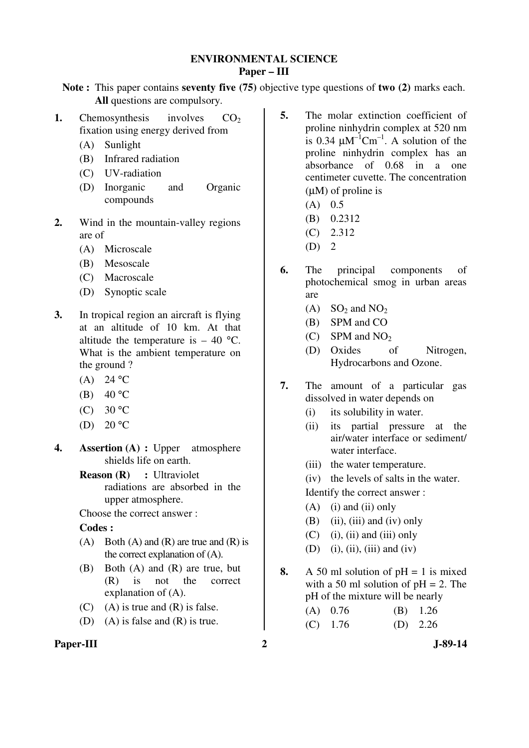## ENVIRONMENTAL SCIENCE

### Paper – III

**Note :** This paper contains **seventy five (75)** objective type questions of **two (2)** marks each. **All** questions are compulsory.

**1.** Chemosynthesis involves $CO_2$ fixation using energy derived from

(A) Sunlight

(B) Infrared radiation

(C) UV-radiation

(D) Inorganic and Organic compounds

**2.** Wind in the mountain-valley regions are of

(A) Microscale

(B) Mesoscale

(C) Macroscale

(D) Synoptic scale

**3.** In tropical region an aircraft is flying at an altitude of 10 km. At that altitude the temperature is – 40 °C. What is the ambient temperature on the ground ?

(A) 24 °C

(B) 40 °C

(C) 30 °C

(D) 20 °C

**4.** **Assertion (A) :** Upper atmosphere shields life on earth.

**Reason (R) :** Ultraviolet radiations are absorbed in the upper atmosphere.

Choose the correct answer :

**Codes :**

(A) Both (A) and (R) are true and (R) is the correct explanation of (A).

(B) Both (A) and (R) are true, but (R) is not the correct explanation of (A).

(C) (A) is true and (R) is false.

(D) (A) is false and (R) is true.

**5.** The molar extinction coefficient of proline ninhydrin complex at 520 nm is 0.34 $\mu M^{-1} Cm^{-1}$. A solution of the proline ninhydrin complex has an absorbance of 0.68 in a one centimeter cuvette. The concentration ($\mu$M) of proline is

(A) 0.5

(B) 0.2312

(C) 2.312

(D) 2

**6.** The principal components of photochemical smog in urban areas are

(A) $SO_2$ and $NO_2$

(B) SPM and CO

(C) SPM and $NO_2$

(D) Oxides of Nitrogen, Hydrocarbons and Ozone.

**7.** The amount of a particular gas dissolved in water depends on

(i) its solubility in water.

(ii) its partial pressure at the air/water interface or sediment/water interface.

(iii) the water temperature.

(iv) the levels of salts in the water.

Identify the correct answer :

(A) (i) and (ii) only

(B) (ii), (iii) and (iv) only

(C) (i), (ii) and (iii) only

(D) (i), (ii), (iii) and (iv)

**8.** A 50 ml solution of pH = 1 is mixed with a 50 ml solution of pH = 2. The pH of the mixture will be nearly

(A) 0.76

(B) 1.26

(C) 1.76

(D) 2.26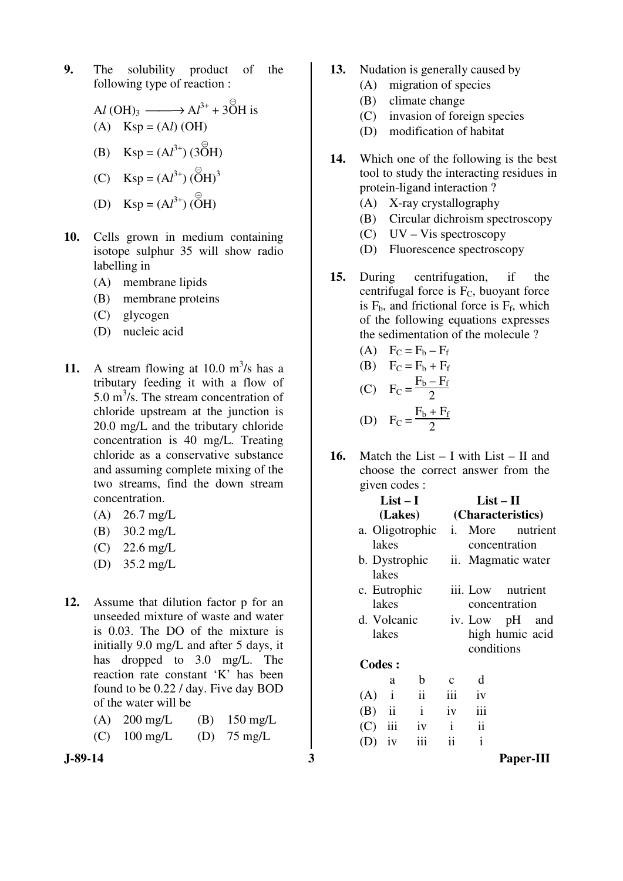9. The solubility product of the following type of reaction :

$Al(OH)_3 \longrightarrow Al^{3+} + 3\overset{\ominus}{O}H$ is

(A) Ksp = (Al) (OH)

(B) Ksp = $(Al^{3+})\ (3\overset{\ominus}{O}H)$

(C) Ksp = $(Al^{3+})\ (\overset{\ominus}{O}H)^3$

(D) Ksp = $(Al^{3+})\ (\overset{\ominus}{O}H)$

10. Cells grown in medium containing isotope sulphur 35 will show radio labelling in

(A) membrane lipids
(B) membrane proteins
(C) glycogen
(D) nucleic acid

11. A stream flowing at 10.0 $m^3/s$ has a tributary feeding it with a flow of 5.0 $m^3/s$. The stream concentration of chloride upstream at the junction is 20.0 mg/L and the tributary chloride concentration is 40 mg/L. Treating chloride as a conservative substance and assuming complete mixing of the two streams, find the down stream concentration.

(A) 26.7 mg/L
(B) 30.2 mg/L
(C) 22.6 mg/L
(D) 35.2 mg/L

12. Assume that dilution factor p for an unseeded mixture of waste and water is 0.03. The DO of the mixture is initially 9.0 mg/L and after 5 days, it has dropped to 3.0 mg/L. The reaction rate constant 'K' has been found to be 0.22 / day. Five day BOD of the water will be

(A) 200 mg/L (B) 150 mg/L
(C) 100 mg/L (D) 75 mg/L

13. Nudation is generally caused by

(A) migration of species
(B) climate change
(C) invasion of foreign species
(D) modification of habitat

14. Which one of the following is the best tool to study the interacting residues in protein-ligand interaction ?

(A) X-ray crystallography
(B) Circular dichroism spectroscopy
(C) UV – Vis spectroscopy
(D) Fluorescence spectroscopy

15. During centrifugation, if the centrifugal force is $F_C$, buoyant force is $F_b$, and frictional force is $F_f$, which of the following equations expresses the sedimentation of the molecule ?

(A) $F_C = F_b - F_f$
(B) $F_C = F_b + F_f$
(C) $F_C = \frac{F_b - F_f}{2}$
(D) $F_C = \frac{F_b + F_f}{2}$

16. Match the List – I with List – II and choose the correct answer from the given codes :

| List – I (Lakes) | List – II (Characteristics) |
|---|---|
| a. Oligotrophic lakes | i. More nutrient concentration |
| b. Dystrophic lakes | ii. Magmatic water |
| c. Eutrophic lakes | iii. Low nutrient concentration |
| d. Volcanic lakes | iv. Low pH and high humic acid conditions |

**Codes :**

| | a | b | c | d |
|---|---|---|---|---|
| (A) | i | ii | iii | iv |
| (B) | ii | i | iv | iii |
| (C) | iii | iv | i | ii |
| (D) | iv | iii | ii | i |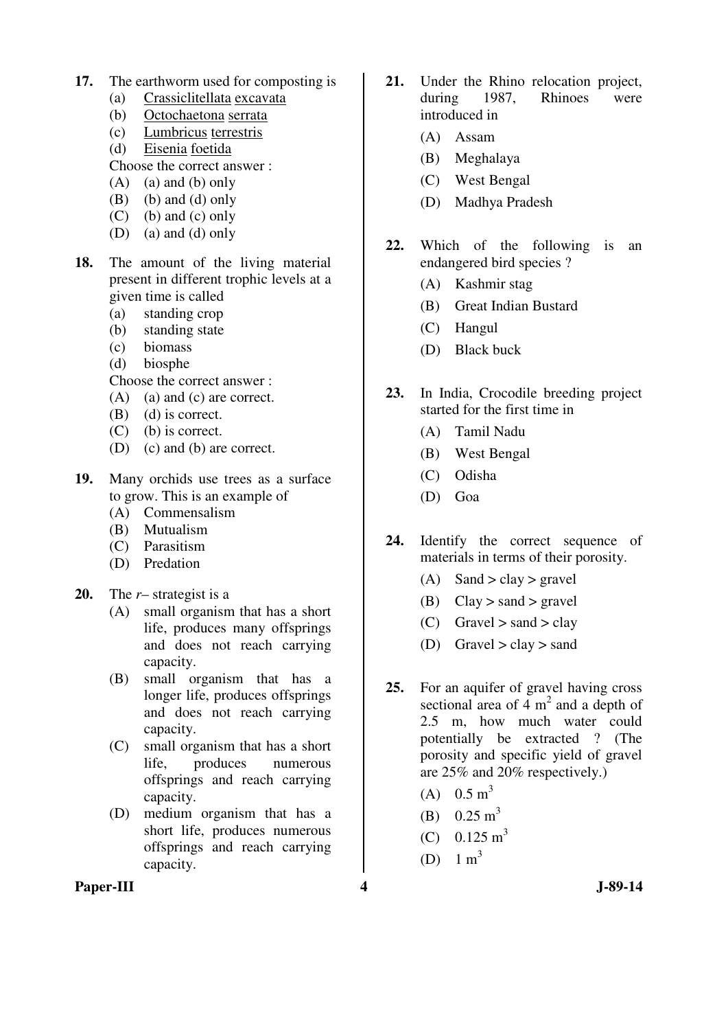**17.** The earthworm used for composting is

(a) Crassiclitellata excavata

(b) Octochaetona serrata

(c) Lumbricus terrestris

(d) Eisenia foetida

Choose the correct answer :

(A) (a) and (b) only

(B) (b) and (d) only

(C) (b) and (c) only

(D) (a) and (d) only

**18.** The amount of the living material present in different trophic levels at a given time is called

(a) standing crop

(b) standing state

(c) biomass

(d) biosphe

Choose the correct answer :

(A) (a) and (c) are correct.

(B) (d) is correct.

(C) (b) is correct.

(D) (c) and (b) are correct.

**19.** Many orchids use trees as a surface to grow. This is an example of

(A) Commensalism

(B) Mutualism

(C) Parasitism

(D) Predation

**20.** The *r*– strategist is a

(A) small organism that has a short life, produces many offsprings and does not reach carrying capacity.

(B) small organism that has a longer life, produces offsprings and does not reach carrying capacity.

(C) small organism that has a short life, produces numerous offsprings and reach carrying capacity.

(D) medium organism that has a short life, produces numerous offsprings and reach carrying capacity.

**21.** Under the Rhino relocation project, during 1987, Rhinoes were introduced in

(A) Assam

(B) Meghalaya

(C) West Bengal

(D) Madhya Pradesh

**22.** Which of the following is an endangered bird species ?

(A) Kashmir stag

(B) Great Indian Bustard

(C) Hangul

(D) Black buck

**23.** In India, Crocodile breeding project started for the first time in

(A) Tamil Nadu

(B) West Bengal

(C) Odisha

(D) Goa

**24.** Identify the correct sequence of materials in terms of their porosity.

(A) Sand > clay > gravel

(B) Clay > sand > gravel

(C) Gravel > sand > clay

(D) Gravel > clay > sand

**25.** For an aquifer of gravel having cross sectional area of 4 $m^2$ and a depth of 2.5 m, how much water could potentially be extracted ? (The porosity and specific yield of gravel are 25% and 20% respectively.)

(A) 0.5 $m^3$

(B) 0.25 $m^3$

(C) 0.125 $m^3$

(D) 1 $m^3$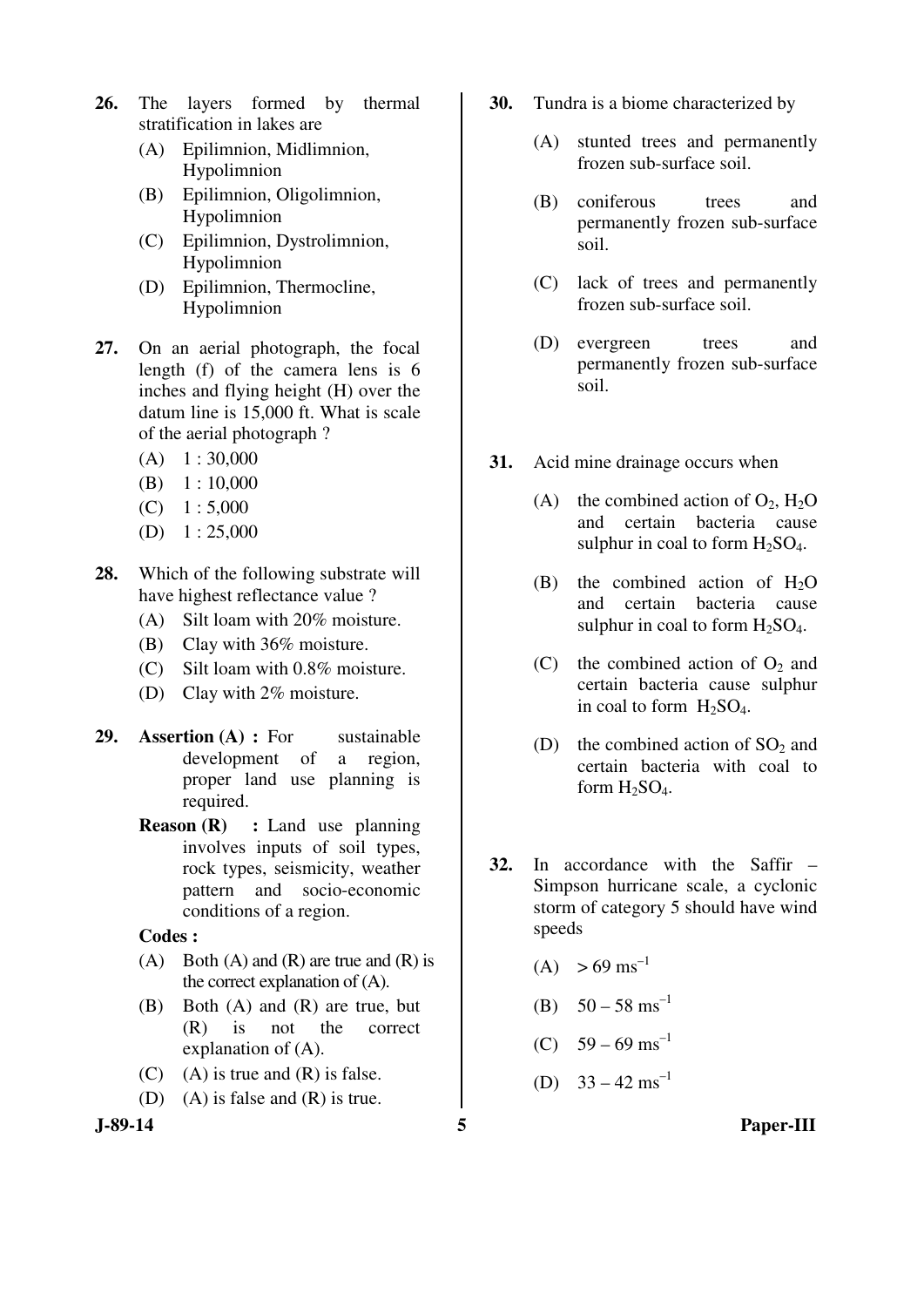26. The layers formed by thermal stratification in lakes are
    - (A) Epilimnion, Midlimnion, Hypolimnion
    - (B) Epilimnion, Oligolimnion, Hypolimnion
    - (C) Epilimnion, Dystrolimnion, Hypolimnion
    - (D) Epilimnion, Thermocline, Hypolimnion

27. On an aerial photograph, the focal length (f) of the camera lens is 6 inches and flying height (H) over the datum line is 15,000 ft. What is scale of the aerial photograph ?
    - (A) 1 : 30,000
    - (B) 1 : 10,000
    - (C) 1 : 5,000
    - (D) 1 : 25,000

28. Which of the following substrate will have highest reflectance value ?
    - (A) Silt loam with 20% moisture.
    - (B) Clay with 36% moisture.
    - (C) Silt loam with 0.8% moisture.
    - (D) Clay with 2% moisture.

29. **Assertion (A) :** For sustainable development of a region, proper land use planning is required.

    **Reason (R) :** Land use planning involves inputs of soil types, rock types, seismicity, weather pattern and socio-economic conditions of a region.

    **Codes :**
    - (A) Both (A) and (R) are true and (R) is the correct explanation of (A).
    - (B) Both (A) and (R) are true, but (R) is not the correct explanation of (A).
    - (C) (A) is true and (R) is false.
    - (D) (A) is false and (R) is true.

30. Tundra is a biome characterized by
    - (A) stunted trees and permanently frozen sub-surface soil.
    - (B) coniferous trees and permanently frozen sub-surface soil.
    - (C) lack of trees and permanently frozen sub-surface soil.
    - (D) evergreen trees and permanently frozen sub-surface soil.

31. Acid mine drainage occurs when
    - (A) the combined action of $O_2$, $H_2O$ and certain bacteria cause sulphur in coal to form $H_2SO_4$.
    - (B) the combined action of $H_2O$ and certain bacteria cause sulphur in coal to form $H_2SO_4$.
    - (C) the combined action of $O_2$ and certain bacteria cause sulphur in coal to form $H_2SO_4$.
    - (D) the combined action of $SO_2$ and certain bacteria with coal to form $H_2SO_4$.

32. In accordance with the Saffir – Simpson hurricane scale, a cyclonic storm of category 5 should have wind speeds
    - (A) $> 69 \text{ ms}^{-1}$
    - (B) $50 – 58 \text{ ms}^{-1}$
    - (C) $59 – 69 \text{ ms}^{-1}$
    - (D) $33 – 42 \text{ ms}^{-1}$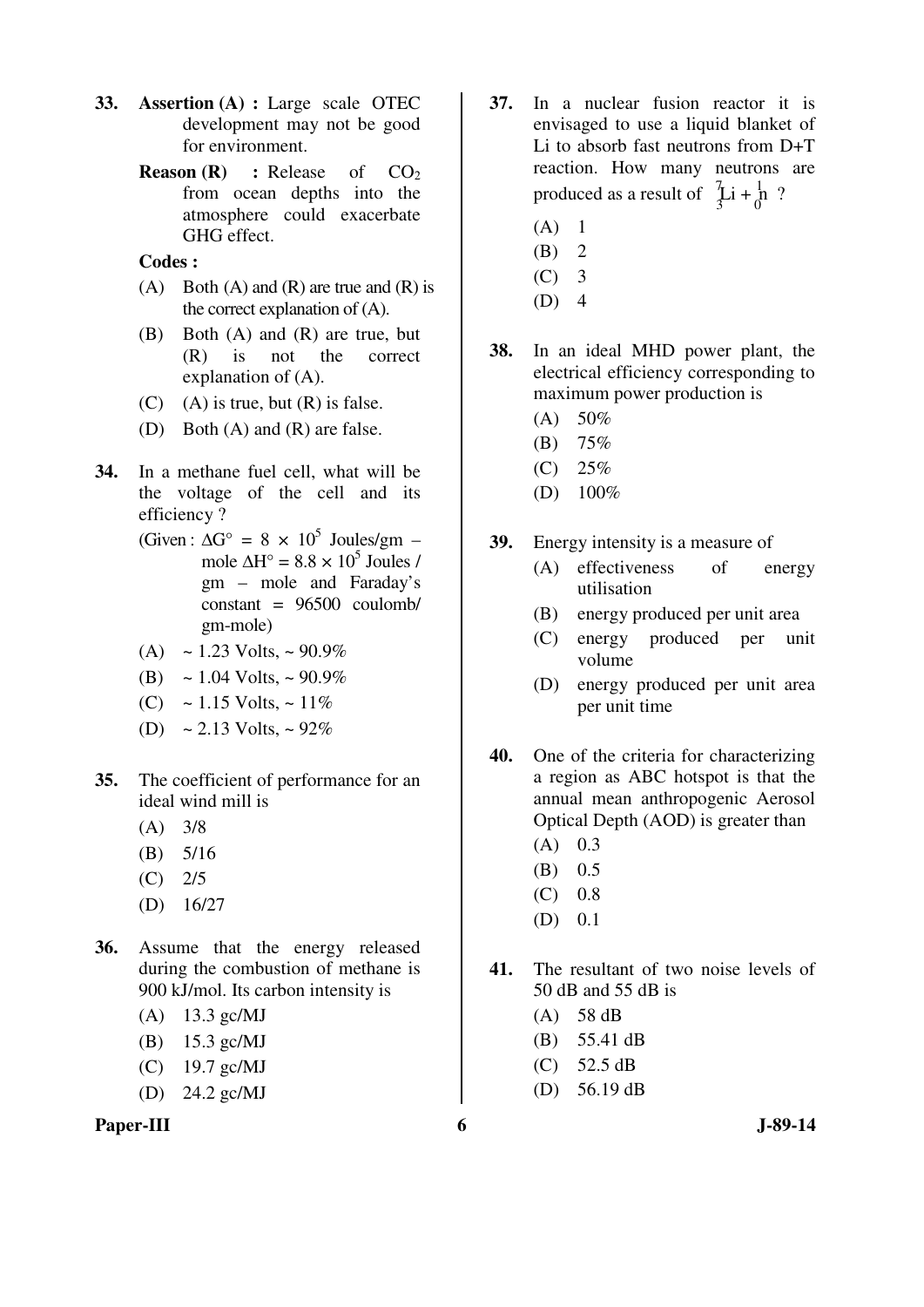33. **Assertion (A) :** Large scale OTEC development may not be good for environment.

    **Reason (R) :** Release of $CO_2$ from ocean depths into the atmosphere could exacerbate GHG effect.

    **Codes :**

    (A) Both (A) and (R) are true and (R) is the correct explanation of (A).

    (B) Both (A) and (R) are true, but (R) is not the correct explanation of (A).

    (C) (A) is true, but (R) is false.

    (D) Both (A) and (R) are false.

34. In a methane fuel cell, what will be the voltage of the cell and its efficiency ?

    (Given : $\Delta G^\circ = 8 \times 10^5$ Joules/gm – mole $\Delta H^\circ = 8.8 \times 10^5$ Joules / gm – mole and Faraday's constant = 96500 coulomb/ gm-mole)

    (A) ~ 1.23 Volts, ~ 90.9%

    (B) ~ 1.04 Volts, ~ 90.9%

    (C) ~ 1.15 Volts, ~ 11%

    (D) ~ 2.13 Volts, ~ 92%

35. The coefficient of performance for an ideal wind mill is

    (A) 3/8

    (B) 5/16

    (C) 2/5

    (D) 16/27

36. Assume that the energy released during the combustion of methane is 900 kJ/mol. Its carbon intensity is

    (A) 13.3 gc/MJ

    (B) 15.3 gc/MJ

    (C) 19.7 gc/MJ

    (D) 24.2 gc/MJ

37. In a nuclear fusion reactor it is envisaged to use a liquid blanket of Li to absorb fast neutrons from D+T reaction. How many neutrons are produced as a result of ${}^{7}_{3}\text{Li} + {}^{1}_{0}\text{n}$ ?

    (A) 1

    (B) 2

    (C) 3

    (D) 4

38. In an ideal MHD power plant, the electrical efficiency corresponding to maximum power production is

    (A) 50%

    (B) 75%

    (C) 25%

    (D) 100%

39. Energy intensity is a measure of

    (A) effectiveness of energy utilisation

    (B) energy produced per unit area

    (C) energy produced per unit volume

    (D) energy produced per unit area per unit time

40. One of the criteria for characterizing a region as ABC hotspot is that the annual mean anthropogenic Aerosol Optical Depth (AOD) is greater than

    (A) 0.3

    (B) 0.5

    (C) 0.8

    (D) 0.1

41. The resultant of two noise levels of 50 dB and 55 dB is

    (A) 58 dB

    (B) 55.41 dB

    (C) 52.5 dB

    (D) 56.19 dB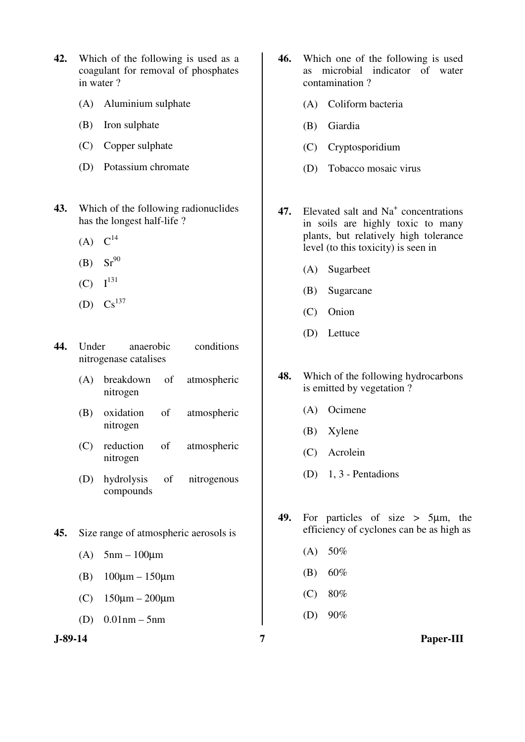42. Which of the following is used as a coagulant for removal of phosphates in water ?

    (A) Aluminium sulphate

    (B) Iron sulphate

    (C) Copper sulphate

    (D) Potassium chromate

43. Which of the following radionuclides has the longest half-life ?

    (A) $C^{14}$

    (B) $Sr^{90}$

    (C) $I^{131}$

    (D) $Cs^{137}$

44. Under anaerobic conditions nitrogenase catalises

    (A) breakdown of atmospheric nitrogen

    (B) oxidation of atmospheric nitrogen

    (C) reduction of atmospheric nitrogen

    (D) hydrolysis of nitrogenous compounds

45. Size range of atmospheric aerosols is

    (A) 5nm – 100μm

    (B) 100μm – 150μm

    (C) 150μm – 200μm

    (D) 0.01nm – 5nm

46. Which one of the following is used as microbial indicator of water contamination ?

    (A) Coliform bacteria

    (B) Giardia

    (C) Cryptosporidium

    (D) Tobacco mosaic virus

47. Elevated salt and $Na^{+}$ concentrations in soils are highly toxic to many plants, but relatively high tolerance level (to this toxicity) is seen in

    (A) Sugarbeet

    (B) Sugarcane

    (C) Onion

    (D) Lettuce

48. Which of the following hydrocarbons is emitted by vegetation ?

    (A) Ocimene

    (B) Xylene

    (C) Acrolein

    (D) 1, 3 - Pentadions

49. For particles of size > 5μm, the efficiency of cyclones can be as high as

    (A) 50%

    (B) 60%

    (C) 80%

    (D) 90%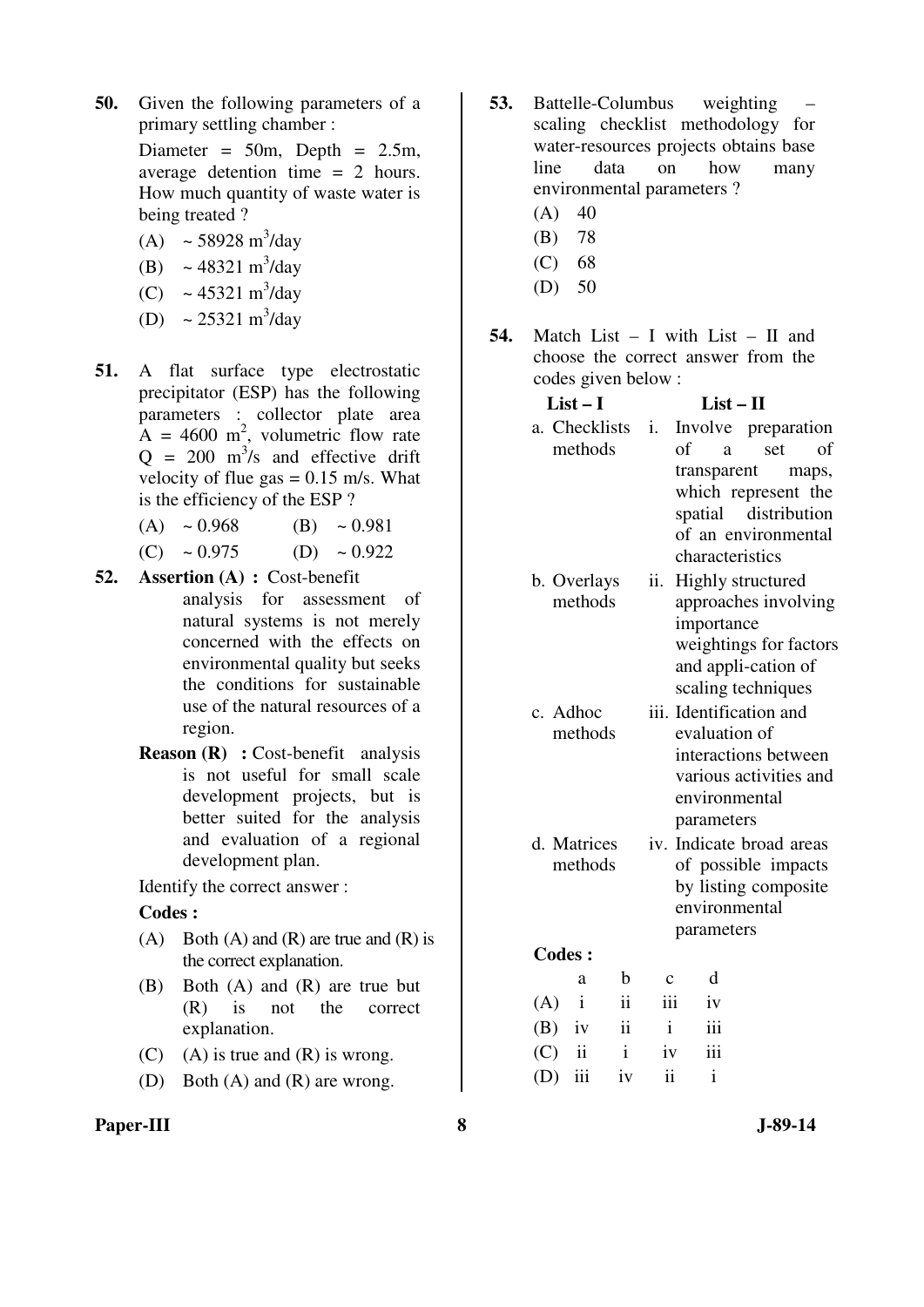**50.** Given the following parameters of a primary settling chamber :

Diameter = 50m, Depth = 2.5m, average detention time = 2 hours. How much quantity of waste water is being treated ?

(A) ~ 58928 $m^3$/day

(B) ~ 48321 $m^3$/day

(C) ~ 45321 $m^3$/day

(D) ~ 25321 $m^3$/day

**51.** A flat surface type electrostatic precipitator (ESP) has the following parameters : collector plate area $A = 4600\ m^2$, volumetric flow rate $Q = 200\ m^3/s$ and effective drift velocity of flue gas = 0.15 m/s. What is the efficiency of the ESP ?

(A) ~ 0.968 (B) ~ 0.981

(C) ~ 0.975 (D) ~ 0.922

**52.** **Assertion (A) :** Cost-benefit analysis for assessment of natural systems is not merely concerned with the effects on environmental quality but seeks the conditions for sustainable use of the natural resources of a region.

**Reason (R) :** Cost-benefit analysis is not useful for small scale development projects, but is better suited for the analysis and evaluation of a regional development plan.

Identify the correct answer :

**Codes :**

(A) Both (A) and (R) are true and (R) is the correct explanation.

(B) Both (A) and (R) are true but (R) is not the correct explanation.

(C) (A) is true and (R) is wrong.

(D) Both (A) and (R) are wrong.

**53.** Battelle-Columbus weighting – scaling checklist methodology for water-resources projects obtains base line data on how many environmental parameters ?

(A) 40

(B) 78

(C) 68

(D) 50

**54.** Match List – I with List – II and choose the correct answer from the codes given below :

| **List – I** | **List – II** |
|---|---|
| a. Checklists methods | i. Involve preparation of a set of transparent maps, which represent the spatial distribution of an environmental characteristics |
| b. Overlays methods | ii. Highly structured approaches involving importance weightings for factors and appli-cation of scaling techniques |
| c. Adhoc methods | iii. Identification and evaluation of interactions between various activities and environmental parameters |
| d. Matrices methods | iv. Indicate broad areas of possible impacts by listing composite environmental parameters |

**Codes :**

| | a | b | c | d |
|---|---|---|---|---|
| (A) | i | ii | iii | iv |
| (B) | iv | ii | i | iii |
| (C) | ii | i | iv | iii |
| (D) | iii | iv | ii | i |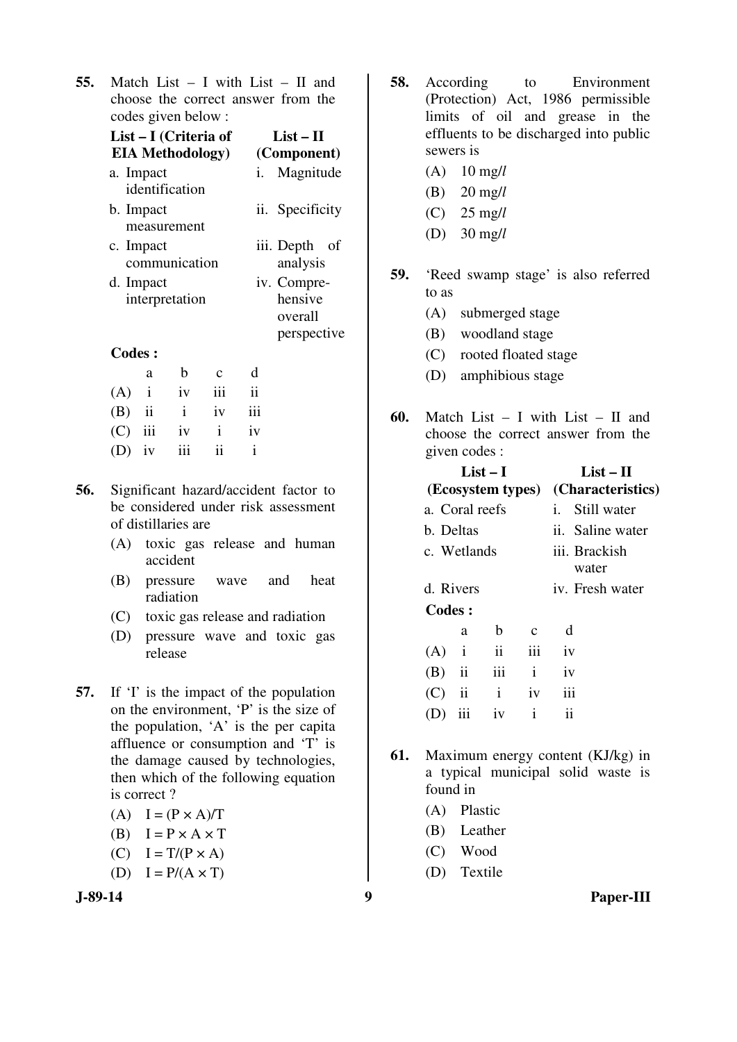**55.** Match List – I with List – II and choose the correct answer from the codes given below :

| List – I (Criteria of EIA Methodology) | List – II (Component) |
|---|---|
| a. Impact identification | i. Magnitude |
| b. Impact measurement | ii. Specificity |
| c. Impact communication | iii. Depth of analysis |
| d. Impact interpretation | iv. Comprehensive overall perspective |

**Codes :**

| | a | b | c | d |
|---|---|---|---|---|
| (A) | i | iv | iii | ii |
| (B) | ii | i | iv | iii |
| (C) | iii | iv | i | iv |
| (D) | iv | iii | ii | i |

**56.** Significant hazard/accident factor to be considered under risk assessment of distilleries are

(A) toxic gas release and human accident

(B) pressure wave and heat radiation

(C) toxic gas release and radiation

(D) pressure wave and toxic gas release

**57.** If 'I' is the impact of the population on the environment, 'P' is the size of the population, 'A' is the per capita affluence or consumption and 'T' is the damage caused by technologies, then which of the following equation is correct ?

(A) $I = (P \times A)/T$

(B) $I = P \times A \times T$

(C) $I = T/(P \times A)$

(D) $I = P/(A \times T)$

**58.** According to Environment (Protection) Act, 1986 permissible limits of oil and grease in the effluents to be discharged into public sewers is

(A) 10 mg/*l*

(B) 20 mg/*l*

(C) 25 mg/*l*

(D) 30 mg/*l*

**59.** 'Reed swamp stage' is also referred to as

(A) submerged stage

(B) woodland stage

(C) rooted floated stage

(D) amphibious stage

**60.** Match List – I with List – II and choose the correct answer from the given codes :

| List – I (Ecosystem types) | List – II (Characteristics) |
|---|---|
| a. Coral reefs | i. Still water |
| b. Deltas | ii. Saline water |
| c. Wetlands | iii. Brackish water |
| d. Rivers | iv. Fresh water |

**Codes :**

| | a | b | c | d |
|---|---|---|---|---|
| (A) | i | ii | iii | iv |
| (B) | ii | iii | i | iv |
| (C) | ii | i | iv | iii |
| (D) | iii | iv | i | ii |

**61.** Maximum energy content (KJ/kg) in a typical municipal solid waste is found in

(A) Plastic

(B) Leather

(C) Wood

(D) Textile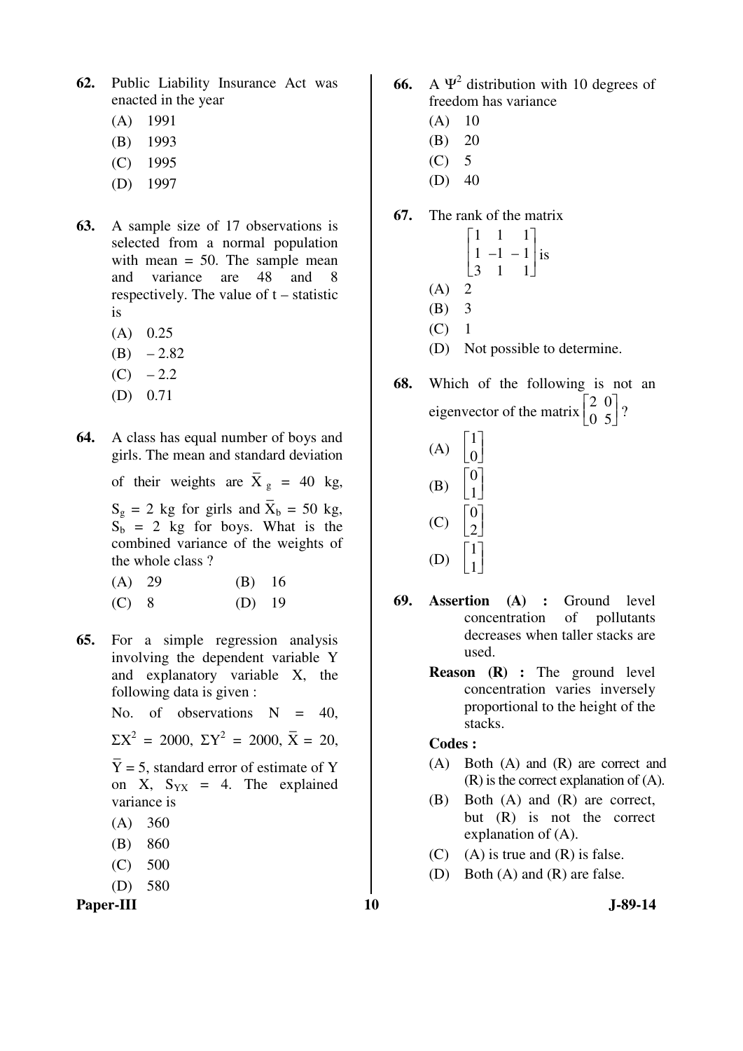62. Public Liability Insurance Act was enacted in the year

(A) 1991

(B) 1993

(C) 1995

(D) 1997

63. A sample size of 17 observations is selected from a normal population with mean = 50. The sample mean and variance are 48 and 8 respectively. The value of t – statistic is

(A) 0.25

(B) – 2.82

(C) – 2.2

(D) 0.71

64. A class has equal number of boys and girls. The mean and standard deviation of their weights are $\bar{X}_g = 40$ kg, $S_g = 2$ kg for girls and $\bar{X}_b = 50$ kg, $S_b = 2$ kg for boys. What is the combined variance of the weights of the whole class ?

(A) 29 (B) 16

(C) 8 (D) 19

65. For a simple regression analysis involving the dependent variable Y and explanatory variable X, the following data is given :

No. of observations N = 40, $\Sigma X^2 = 2000$, $\Sigma Y^2 = 2000$, $\bar{X} = 20$, $\bar{Y} = 5$, standard error of estimate of Y on X, $S_{YX} = 4$. The explained variance is

(A) 360

(B) 860

(C) 500

(D) 580

66. A $\Psi^2$ distribution with 10 degrees of freedom has variance

(A) 10

(B) 20

(C) 5

(D) 40

67. The rank of the matrix $\begin{bmatrix} 1 & 1 & 1 \\ 1 & -1 & -1 \\ 3 & 1 & 1 \end{bmatrix}$ is

(A) 2

(B) 3

(C) 1

(D) Not possible to determine.

68. Which of the following is not an eigenvector of the matrix $\begin{bmatrix} 2 & 0 \\ 0 & 5 \end{bmatrix}$ ?

(A) $\begin{bmatrix} 1 \\ 0 \end{bmatrix}$

(B) $\begin{bmatrix} 0 \\ 1 \end{bmatrix}$

(C) $\begin{bmatrix} 0 \\ 2 \end{bmatrix}$

(D) $\begin{bmatrix} 1 \\ 1 \end{bmatrix}$

69. **Assertion (A) :** Ground level concentration of pollutants decreases when taller stacks are used.

**Reason (R) :** The ground level concentration varies inversely proportional to the height of the stacks.

**Codes :**

(A) Both (A) and (R) are correct and (R) is the correct explanation of (A).

(B) Both (A) and (R) are correct, but (R) is not the correct explanation of (A).

(C) (A) is true and (R) is false.

(D) Both (A) and (R) are false.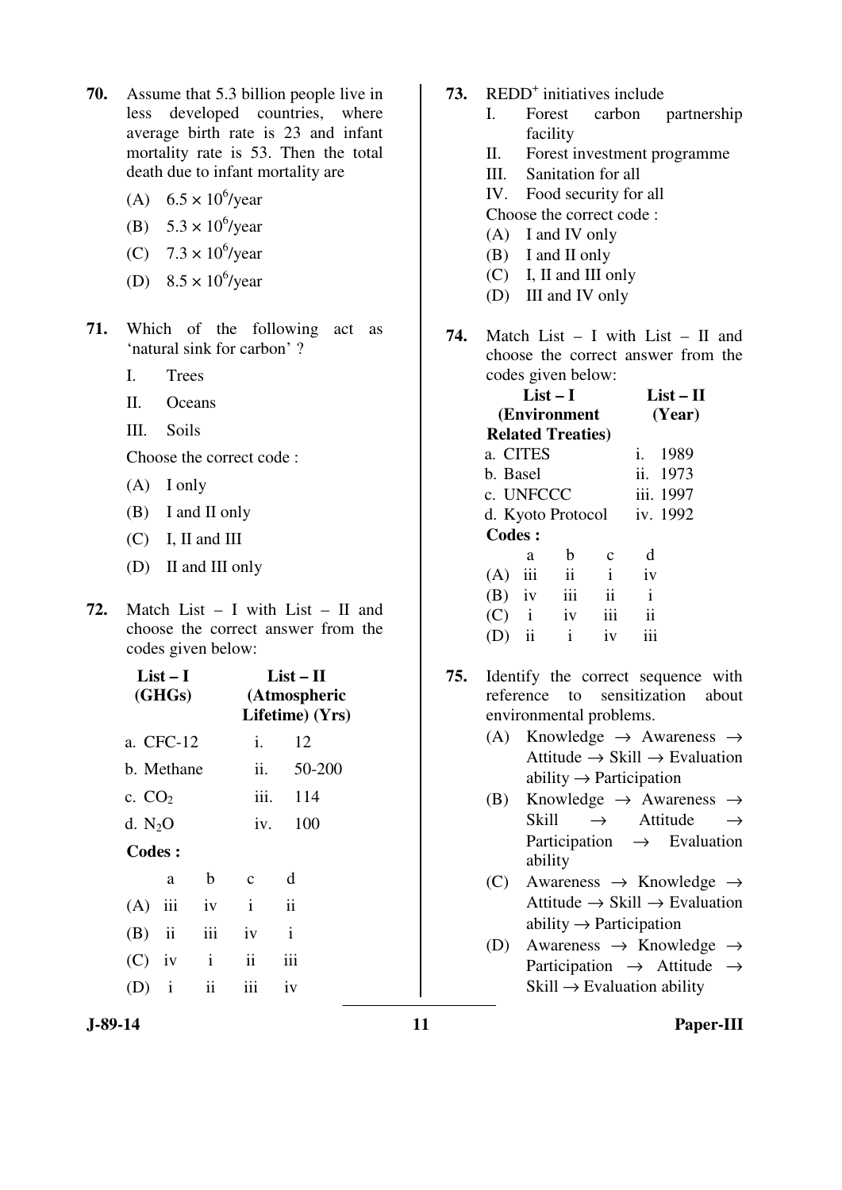**70.** Assume that 5.3 billion people live in less developed countries, where average birth rate is 23 and infant mortality rate is 53. Then the total death due to infant mortality are

(A) $6.5 \times 10^6$/year

(B) $5.3 \times 10^6$/year

(C) $7.3 \times 10^6$/year

(D) $8.5 \times 10^6$/year

**71.** Which of the following act as 'natural sink for carbon' ?

I. Trees

II. Oceans

III. Soils

Choose the correct code :

(A) I only

(B) I and II only

(C) I, II and III

(D) II and III only

**72.** Match List – I with List – II and choose the correct answer from the codes given below:

| List – I (GHGs) | List – II (Atmospheric Lifetime) (Yrs) |
|---|---|
| a. CFC-12 | i. 12 |
| b. Methane | ii. 50-200 |
| c. $CO_2$ | iii. 114 |
| d. $N_2O$ | iv. 100 |

**Codes :**

| | a | b | c | d |
|---|---|---|---|---|
| (A) | iii | iv | i | ii |
| (B) | ii | iii | iv | i |
| (C) | iv | i | ii | iii |
| (D) | i | ii | iii | iv |

**73.** REDD$^+$ initiatives include

I. Forest carbon partnership facility

II. Forest investment programme

III. Sanitation for all

IV. Food security for all

Choose the correct code :

(A) I and IV only

(B) I and II only

(C) I, II and III only

(D) III and IV only

**74.** Match List – I with List – II and choose the correct answer from the codes given below:

| List – I (Environment Related Treaties) | List – II (Year) |
|---|---|
| a. CITES | i. 1989 |
| b. Basel | ii. 1973 |
| c. UNFCCC | iii. 1997 |
| d. Kyoto Protocol | iv. 1992 |

**Codes :**

| | a | b | c | d |
|---|---|---|---|---|
| (A) | iii | ii | i | iv |
| (B) | iv | iii | ii | i |
| (C) | i | iv | iii | ii |
| (D) | ii | i | iv | iii |

**75.** Identify the correct sequence with reference to sensitization about environmental problems.

(A) Knowledge → Awareness → Attitude → Skill → Evaluation ability → Participation

(B) Knowledge → Awareness → Skill → Attitude → Participation → Evaluation ability

(C) Awareness → Knowledge → Attitude → Skill → Evaluation ability → Participation

(D) Awareness → Knowledge → Participation → Attitude → Skill → Evaluation ability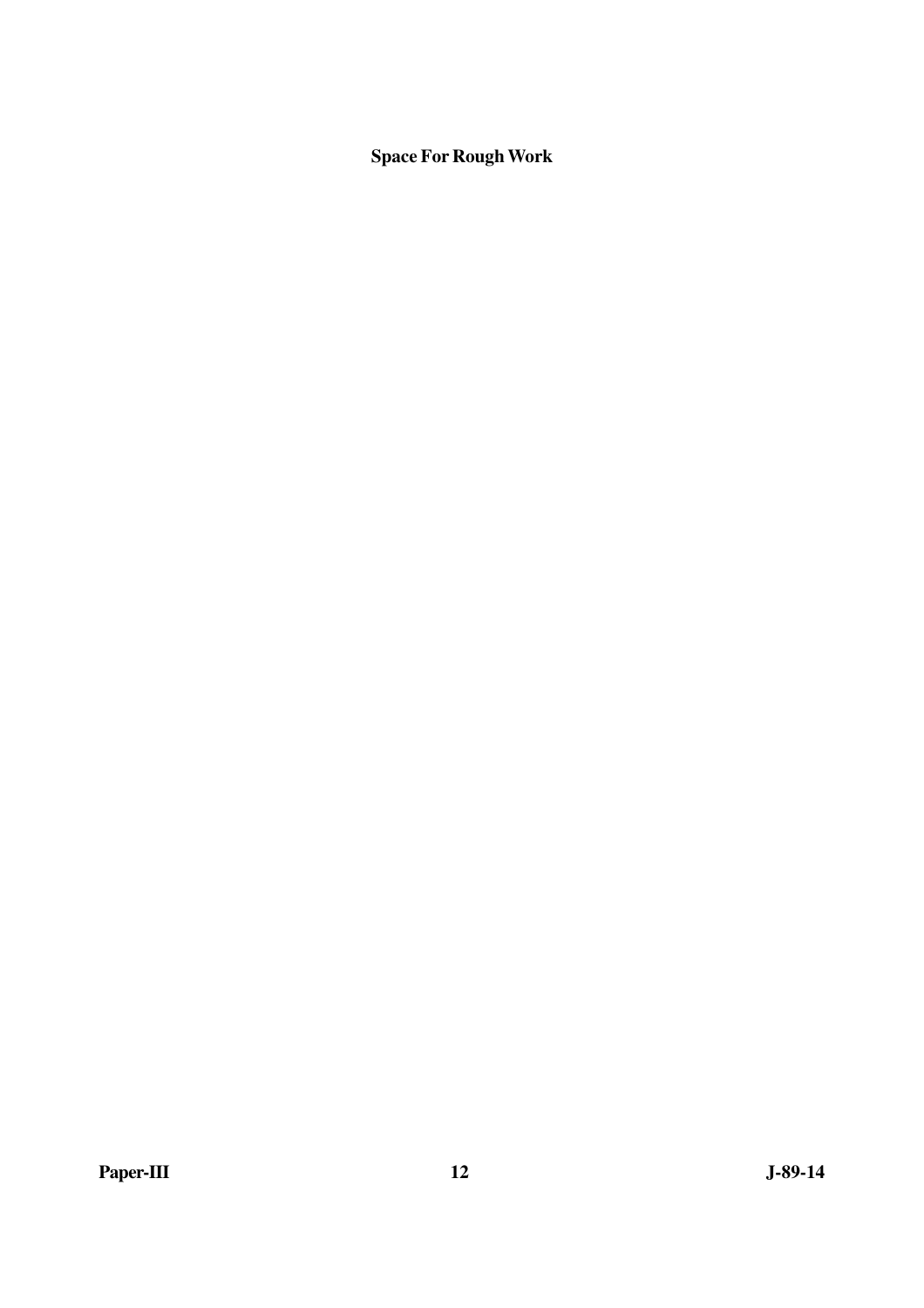**Space For Rough Work**